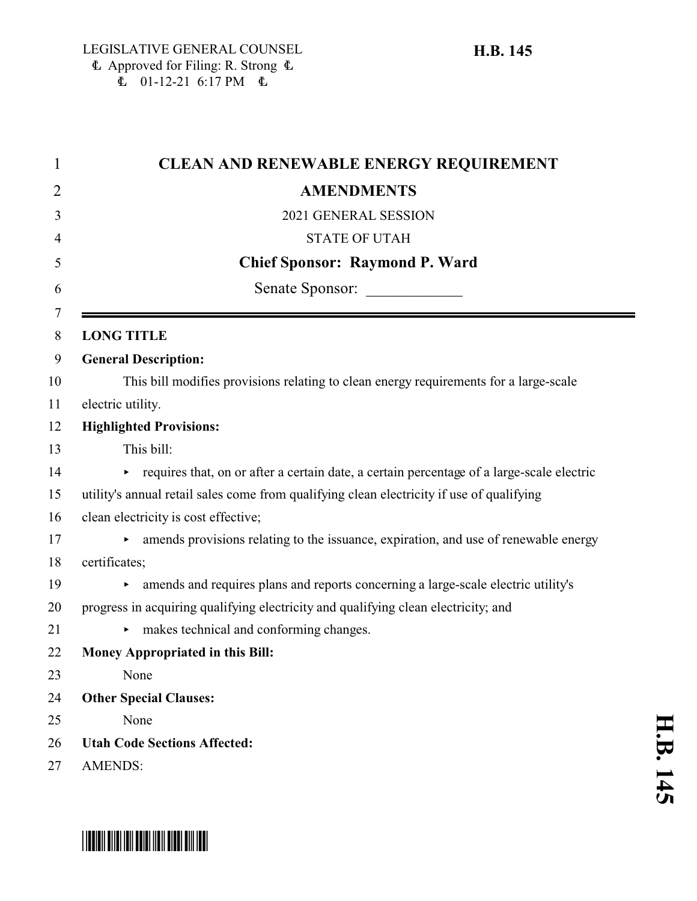LEGISLATIVE GENERAL COUNSEL
Approved for Filing: R. Strong
01-12-21 6:17 PM

**H.B. 145**

# CLEAN AND RENEWABLE ENERGY REQUIREMENT AMENDMENTS

2021 GENERAL SESSION

STATE OF UTAH

**Chief Sponsor: Raymond P. Ward**

Senate Sponsor: ____________

---

**LONG TITLE**

**General Description:**

This bill modifies provisions relating to clean energy requirements for a large-scale electric utility.

**Highlighted Provisions:**

This bill:

- requires that, on or after a certain date, a certain percentage of a large-scale electric utility's annual retail sales come from qualifying clean electricity if use of qualifying clean electricity is cost effective;
- amends provisions relating to the issuance, expiration, and use of renewable energy certificates;
- amends and requires plans and reports concerning a large-scale electric utility's progress in acquiring qualifying electricity and qualifying clean electricity; and
- makes technical and conforming changes.

**Money Appropriated in this Bill:**

None

**Other Special Clauses:**

None

**Utah Code Sections Affected:**

AMENDS: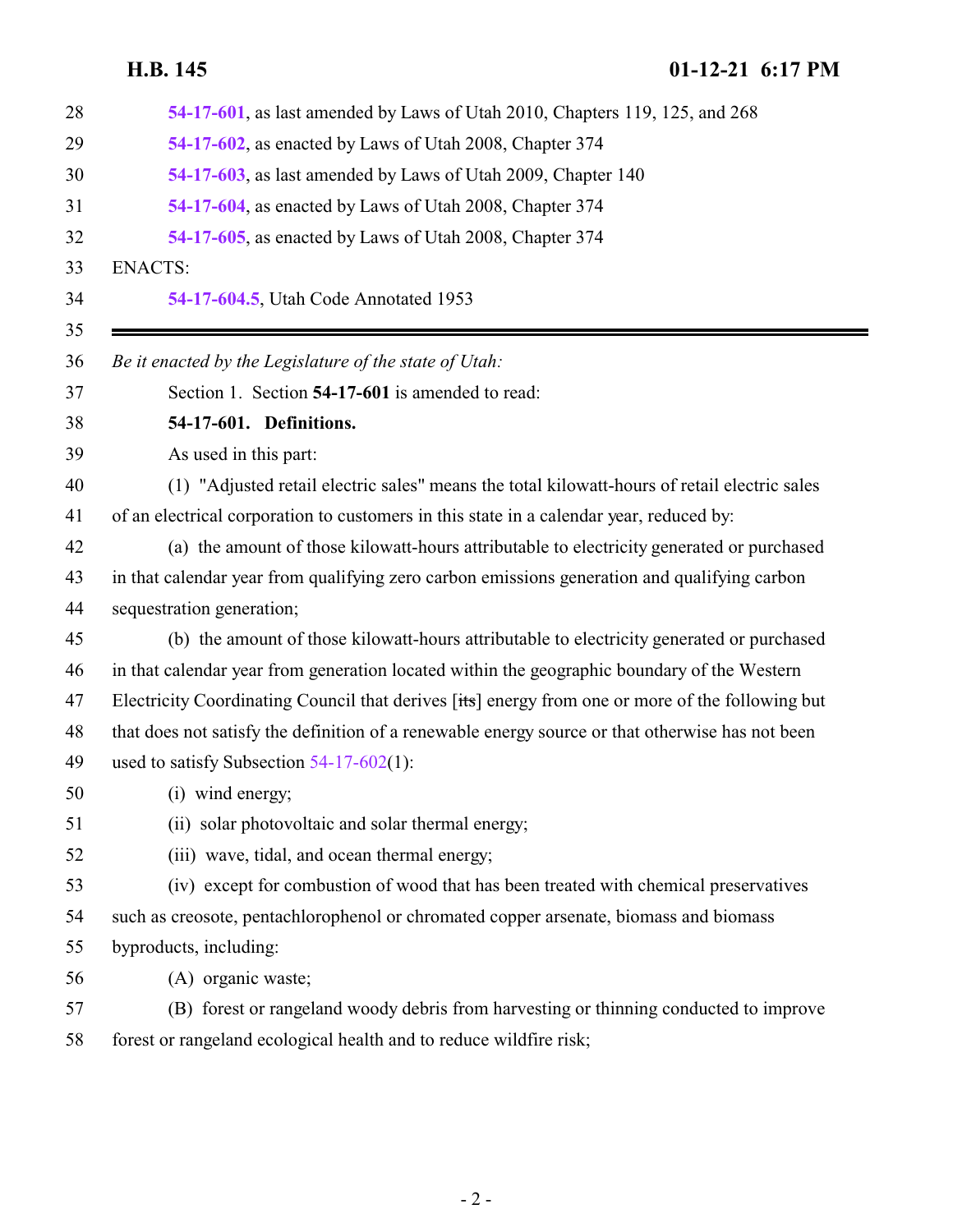54-17-601, as last amended by Laws of Utah 2010, Chapters 119, 125, and 268

54-17-602, as enacted by Laws of Utah 2008, Chapter 374

54-17-603, as last amended by Laws of Utah 2009, Chapter 140

54-17-604, as enacted by Laws of Utah 2008, Chapter 374

54-17-605, as enacted by Laws of Utah 2008, Chapter 374

ENACTS:

54-17-604.5, Utah Code Annotated 1953

---

*Be it enacted by the Legislature of the state of Utah:*

Section 1. Section **54-17-601** is amended to read:

**54-17-601. Definitions.**

As used in this part:

(1) "Adjusted retail electric sales" means the total kilowatt-hours of retail electric sales of an electrical corporation to customers in this state in a calendar year, reduced by:

(a) the amount of those kilowatt-hours attributable to electricity generated or purchased in that calendar year from qualifying zero carbon emissions generation and qualifying carbon sequestration generation;

(b) the amount of those kilowatt-hours attributable to electricity generated or purchased in that calendar year from generation located within the geographic boundary of the Western Electricity Coordinating Council that derives [~~its~~] energy from one or more of the following but that does not satisfy the definition of a renewable energy source or that otherwise has not been used to satisfy Subsection 54-17-602(1):

(i) wind energy;

(ii) solar photovoltaic and solar thermal energy;

(iii) wave, tidal, and ocean thermal energy;

(iv) except for combustion of wood that has been treated with chemical preservatives such as creosote, pentachlorophenol or chromated copper arsenate, biomass and biomass byproducts, including:

(A) organic waste;

(B) forest or rangeland woody debris from harvesting or thinning conducted to improve forest or rangeland ecological health and to reduce wildfire risk;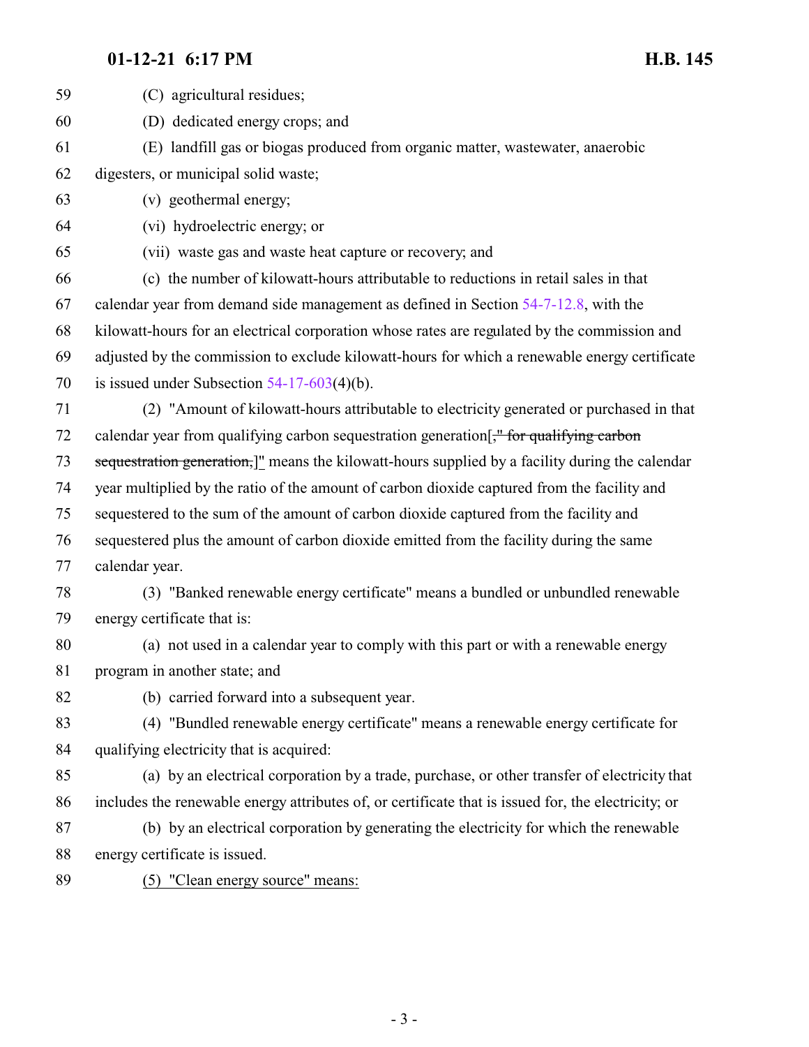59 (C) agricultural residues;

60 (D) dedicated energy crops; and

61 (E) landfill gas or biogas produced from organic matter, wastewater, anaerobic

62 digesters, or municipal solid waste;

63 (v) geothermal energy;

64 (vi) hydroelectric energy; or

65 (vii) waste gas and waste heat capture or recovery; and

66 (c) the number of kilowatt-hours attributable to reductions in retail sales in that

67 calendar year from demand side management as defined in Section 54-7-12.8, with the

68 kilowatt-hours for an electrical corporation whose rates are regulated by the commission and

69 adjusted by the commission to exclude kilowatt-hours for which a renewable energy certificate

70 is issued under Subsection 54-17-603(4)(b).

71 (2) "Amount of kilowatt-hours attributable to electricity generated or purchased in that

72 calendar year from qualifying carbon sequestration generation[~~," for qualifying carbon~~

73 ~~sequestration generation,~~]" means the kilowatt-hours supplied by a facility during the calendar

74 year multiplied by the ratio of the amount of carbon dioxide captured from the facility and

75 sequestered to the sum of the amount of carbon dioxide captured from the facility and

76 sequestered plus the amount of carbon dioxide emitted from the facility during the same

77 calendar year.

78 (3) "Banked renewable energy certificate" means a bundled or unbundled renewable

79 energy certificate that is:

80 (a) not used in a calendar year to comply with this part or with a renewable energy

81 program in another state; and

82 (b) carried forward into a subsequent year.

83 (4) "Bundled renewable energy certificate" means a renewable energy certificate for

84 qualifying electricity that is acquired:

85 (a) by an electrical corporation by a trade, purchase, or other transfer of electricity that

86 includes the renewable energy attributes of, or certificate that is issued for, the electricity; or

87 (b) by an electrical corporation by generating the electricity for which the renewable

88 energy certificate is issued.

89 <u>(5) "Clean energy source" means:</u>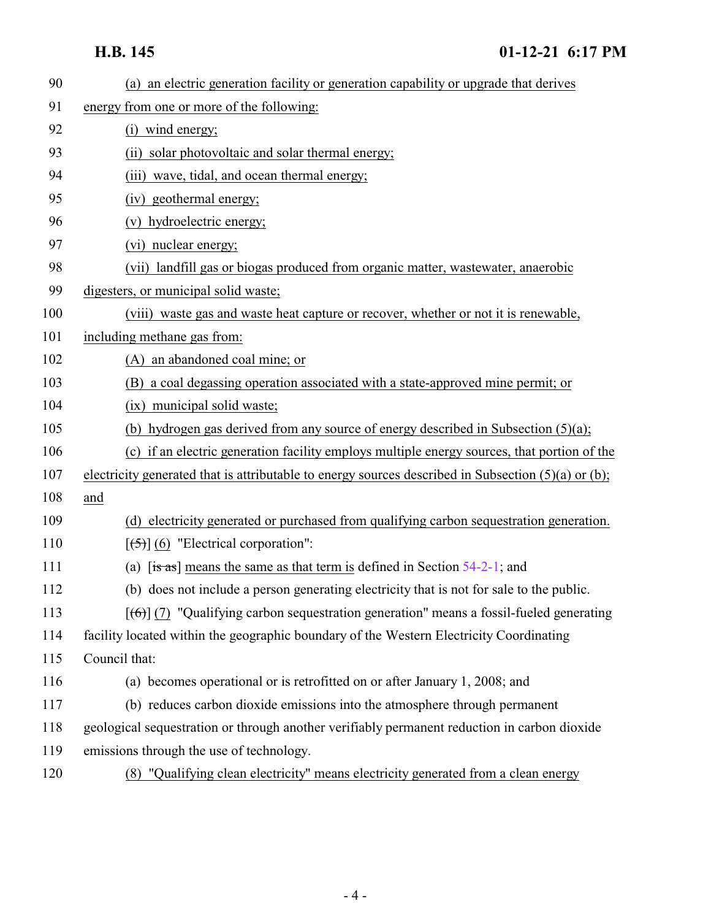90 (a) an electric generation facility or generation capability or upgrade that derives
91 energy from one or more of the following:
92 (i) wind energy;
93 (ii) solar photovoltaic and solar thermal energy;
94 (iii) wave, tidal, and ocean thermal energy;
95 (iv) geothermal energy;
96 (v) hydroelectric energy;
97 (vi) nuclear energy;
98 (vii) landfill gas or biogas produced from organic matter, wastewater, anaerobic
99 digesters, or municipal solid waste;
100 (viii) waste gas and waste heat capture or recover, whether or not it is renewable,
101 including methane gas from:
102 (A) an abandoned coal mine; or
103 (B) a coal degassing operation associated with a state-approved mine permit; or
104 (ix) municipal solid waste;
105 (b) hydrogen gas derived from any source of energy described in Subsection (5)(a);
106 (c) if an electric generation facility employs multiple energy sources, that portion of the
107 electricity generated that is attributable to energy sources described in Subsection (5)(a) or (b);
108 and
109 (d) electricity generated or purchased from qualifying carbon sequestration generation.
110 [~~(5)~~] (6) "Electrical corporation":
111 (a) [~~is as~~] means the same as that term is defined in Section 54-2-1; and
112 (b) does not include a person generating electricity that is not for sale to the public.
113 [~~(6)~~] (7) "Qualifying carbon sequestration generation" means a fossil-fueled generating
114 facility located within the geographic boundary of the Western Electricity Coordinating
115 Council that:
116 (a) becomes operational or is retrofitted on or after January 1, 2008; and
117 (b) reduces carbon dioxide emissions into the atmosphere through permanent
118 geological sequestration or through another verifiably permanent reduction in carbon dioxide
119 emissions through the use of technology.
120 (8) "Qualifying clean electricity" means electricity generated from a clean energy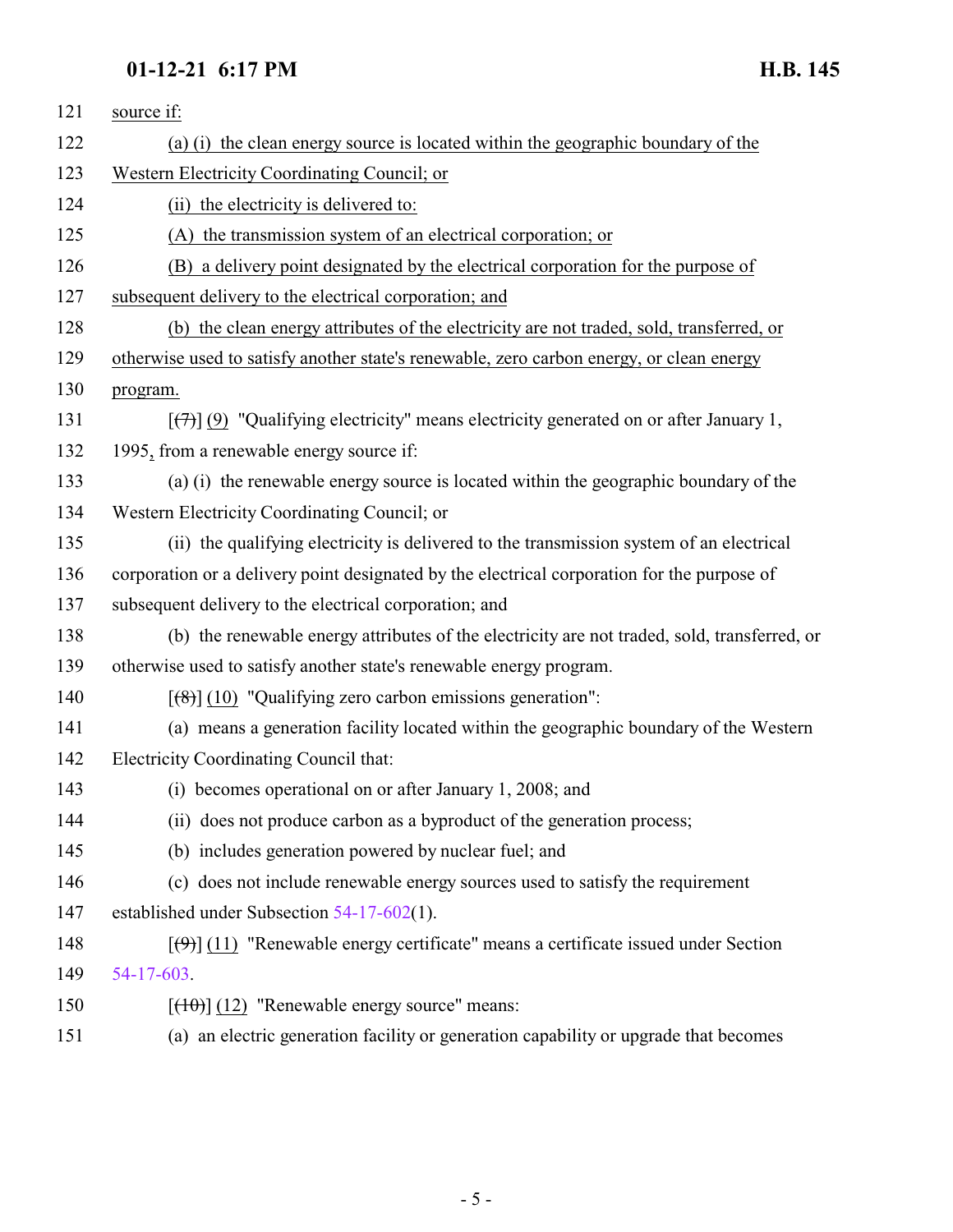source if:

(a) (i) the clean energy source is located within the geographic boundary of the Western Electricity Coordinating Council; or

(ii) the electricity is delivered to:

(A) the transmission system of an electrical corporation; or

(B) a delivery point designated by the electrical corporation for the purpose of subsequent delivery to the electrical corporation; and

(b) the clean energy attributes of the electricity are not traded, sold, transferred, or otherwise used to satisfy another state's renewable, zero carbon energy, or clean energy program.

[~~(7)~~] (9) "Qualifying electricity" means electricity generated on or after January 1, 1995, from a renewable energy source if:

(a) (i) the renewable energy source is located within the geographic boundary of the Western Electricity Coordinating Council; or

(ii) the qualifying electricity is delivered to the transmission system of an electrical corporation or a delivery point designated by the electrical corporation for the purpose of subsequent delivery to the electrical corporation; and

(b) the renewable energy attributes of the electricity are not traded, sold, transferred, or otherwise used to satisfy another state's renewable energy program.

[~~(8)~~] (10) "Qualifying zero carbon emissions generation":

(a) means a generation facility located within the geographic boundary of the Western Electricity Coordinating Council that:

(i) becomes operational on or after January 1, 2008; and

(ii) does not produce carbon as a byproduct of the generation process;

(b) includes generation powered by nuclear fuel; and

(c) does not include renewable energy sources used to satisfy the requirement established under Subsection 54-17-602(1).

[~~(9)~~] (11) "Renewable energy certificate" means a certificate issued under Section 54-17-603.

[~~(10)~~] (12) "Renewable energy source" means:

(a) an electric generation facility or generation capability or upgrade that becomes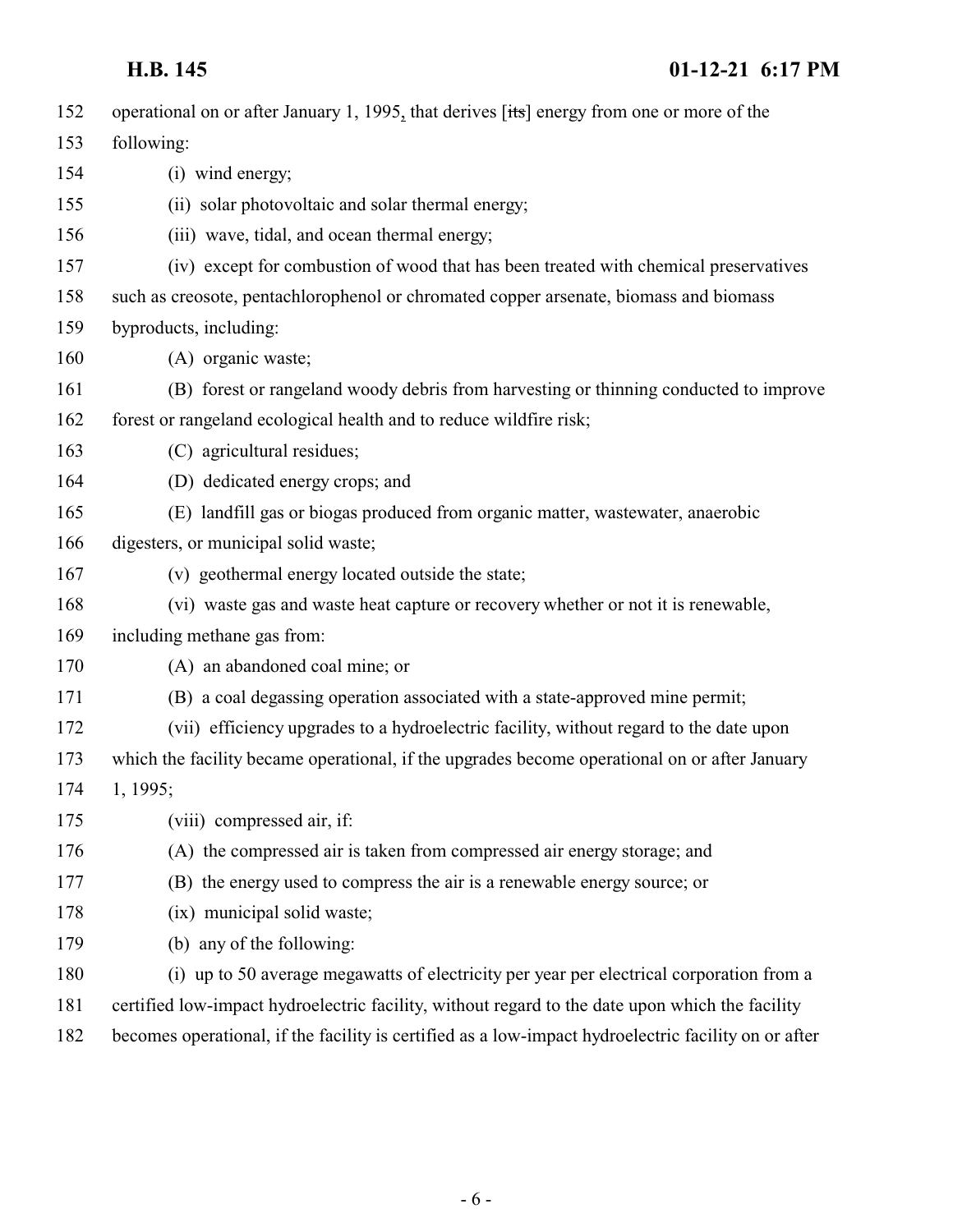operational on or after January 1, 1995, that derives [~~its~~] energy from one or more of the following:

(i) wind energy;

(ii) solar photovoltaic and solar thermal energy;

(iii) wave, tidal, and ocean thermal energy;

(iv) except for combustion of wood that has been treated with chemical preservatives such as creosote, pentachlorophenol or chromated copper arsenate, biomass and biomass byproducts, including:

(A) organic waste;

(B) forest or rangeland woody debris from harvesting or thinning conducted to improve forest or rangeland ecological health and to reduce wildfire risk;

(C) agricultural residues;

(D) dedicated energy crops; and

(E) landfill gas or biogas produced from organic matter, wastewater, anaerobic digesters, or municipal solid waste;

(v) geothermal energy located outside the state;

(vi) waste gas and waste heat capture or recovery whether or not it is renewable, including methane gas from:

(A) an abandoned coal mine; or

(B) a coal degassing operation associated with a state-approved mine permit;

(vii) efficiency upgrades to a hydroelectric facility, without regard to the date upon which the facility became operational, if the upgrades become operational on or after January 1, 1995;

(viii) compressed air, if:

(A) the compressed air is taken from compressed air energy storage; and

(B) the energy used to compress the air is a renewable energy source; or

(ix) municipal solid waste;

(b) any of the following:

(i) up to 50 average megawatts of electricity per year per electrical corporation from a certified low-impact hydroelectric facility, without regard to the date upon which the facility becomes operational, if the facility is certified as a low-impact hydroelectric facility on or after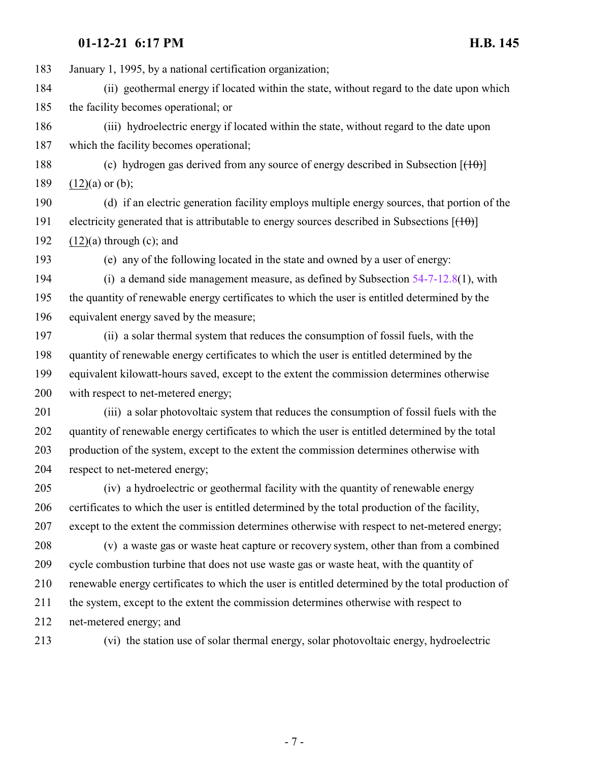January 1, 1995, by a national certification organization;

(ii) geothermal energy if located within the state, without regard to the date upon which the facility becomes operational; or

(iii) hydroelectric energy if located within the state, without regard to the date upon which the facility becomes operational;

(c) hydrogen gas derived from any source of energy described in Subsection [~~(10)~~] (12)(a) or (b);

(d) if an electric generation facility employs multiple energy sources, that portion of the electricity generated that is attributable to energy sources described in Subsections [~~(10)~~] (12)(a) through (c); and

(e) any of the following located in the state and owned by a user of energy:

(i) a demand side management measure, as defined by Subsection 54-7-12.8(1), with the quantity of renewable energy certificates to which the user is entitled determined by the equivalent energy saved by the measure;

(ii) a solar thermal system that reduces the consumption of fossil fuels, with the quantity of renewable energy certificates to which the user is entitled determined by the equivalent kilowatt-hours saved, except to the extent the commission determines otherwise with respect to net-metered energy;

(iii) a solar photovoltaic system that reduces the consumption of fossil fuels with the quantity of renewable energy certificates to which the user is entitled determined by the total production of the system, except to the extent the commission determines otherwise with respect to net-metered energy;

(iv) a hydroelectric or geothermal facility with the quantity of renewable energy certificates to which the user is entitled determined by the total production of the facility, except to the extent the commission determines otherwise with respect to net-metered energy;

(v) a waste gas or waste heat capture or recovery system, other than from a combined cycle combustion turbine that does not use waste gas or waste heat, with the quantity of renewable energy certificates to which the user is entitled determined by the total production of the system, except to the extent the commission determines otherwise with respect to net-metered energy; and

(vi) the station use of solar thermal energy, solar photovoltaic energy, hydroelectric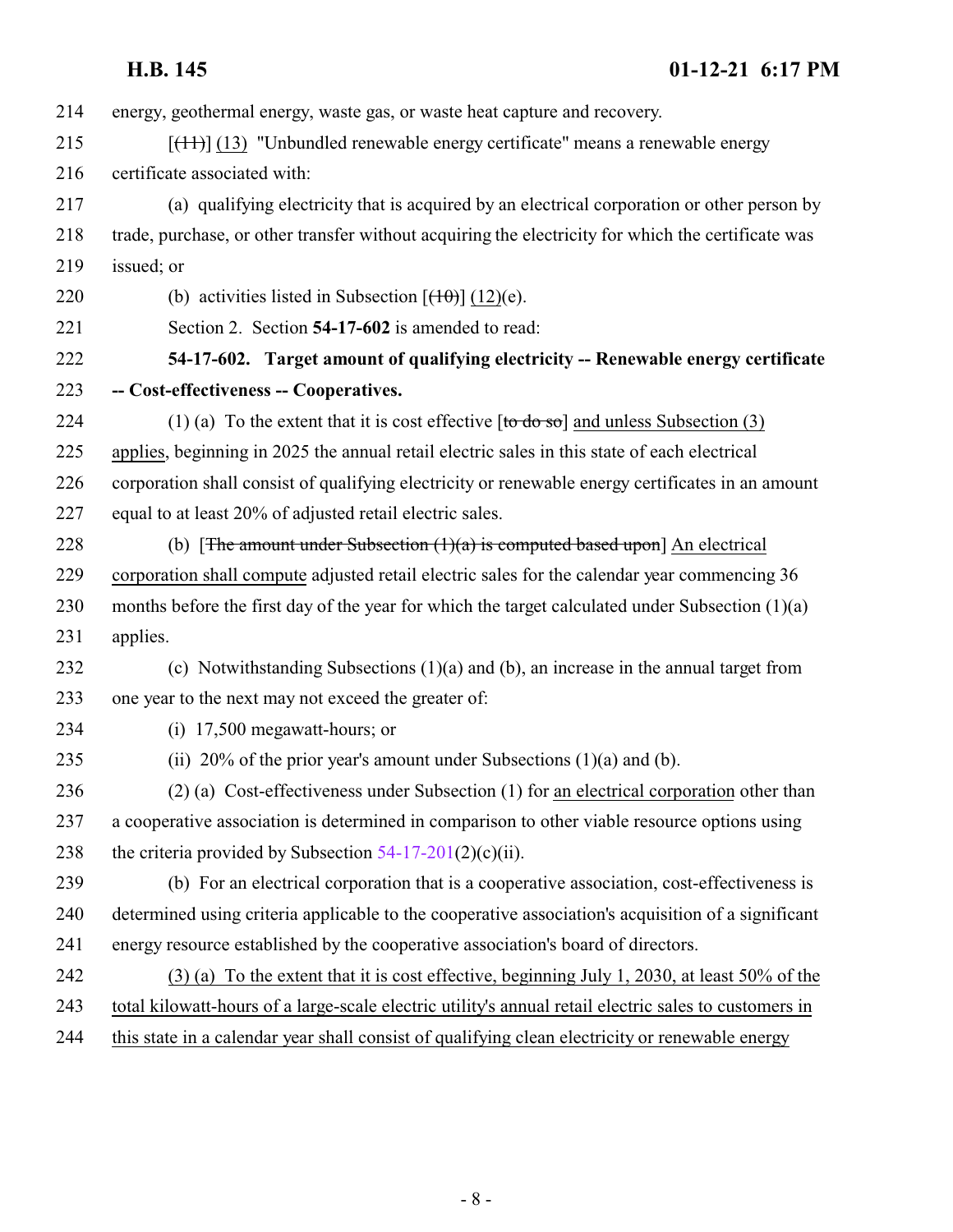energy, geothermal energy, waste gas, or waste heat capture and recovery.

[~~(11)~~] (13) "Unbundled renewable energy certificate" means a renewable energy certificate associated with:

(a) qualifying electricity that is acquired by an electrical corporation or other person by trade, purchase, or other transfer without acquiring the electricity for which the certificate was issued; or

(b) activities listed in Subsection [~~(10)~~] (12)(e).

Section 2. Section **54-17-602** is amended to read:

**54-17-602. Target amount of qualifying electricity -- Renewable energy certificate -- Cost-effectiveness -- Cooperatives.**

(1) (a) To the extent that it is cost effective [~~to do so~~] and unless Subsection (3) applies, beginning in 2025 the annual retail electric sales in this state of each electrical corporation shall consist of qualifying electricity or renewable energy certificates in an amount equal to at least 20% of adjusted retail electric sales.

(b) [~~The amount under Subsection (1)(a) is computed based upon~~] An electrical corporation shall compute adjusted retail electric sales for the calendar year commencing 36 months before the first day of the year for which the target calculated under Subsection (1)(a) applies.

(c) Notwithstanding Subsections (1)(a) and (b), an increase in the annual target from one year to the next may not exceed the greater of:

(i) 17,500 megawatt-hours; or

(ii) 20% of the prior year's amount under Subsections (1)(a) and (b).

(2) (a) Cost-effectiveness under Subsection (1) for an electrical corporation other than a cooperative association is determined in comparison to other viable resource options using the criteria provided by Subsection 54-17-201(2)(c)(ii).

(b) For an electrical corporation that is a cooperative association, cost-effectiveness is determined using criteria applicable to the cooperative association's acquisition of a significant energy resource established by the cooperative association's board of directors.

(3) (a) To the extent that it is cost effective, beginning July 1, 2030, at least 50% of the total kilowatt-hours of a large-scale electric utility's annual retail electric sales to customers in this state in a calendar year shall consist of qualifying clean electricity or renewable energy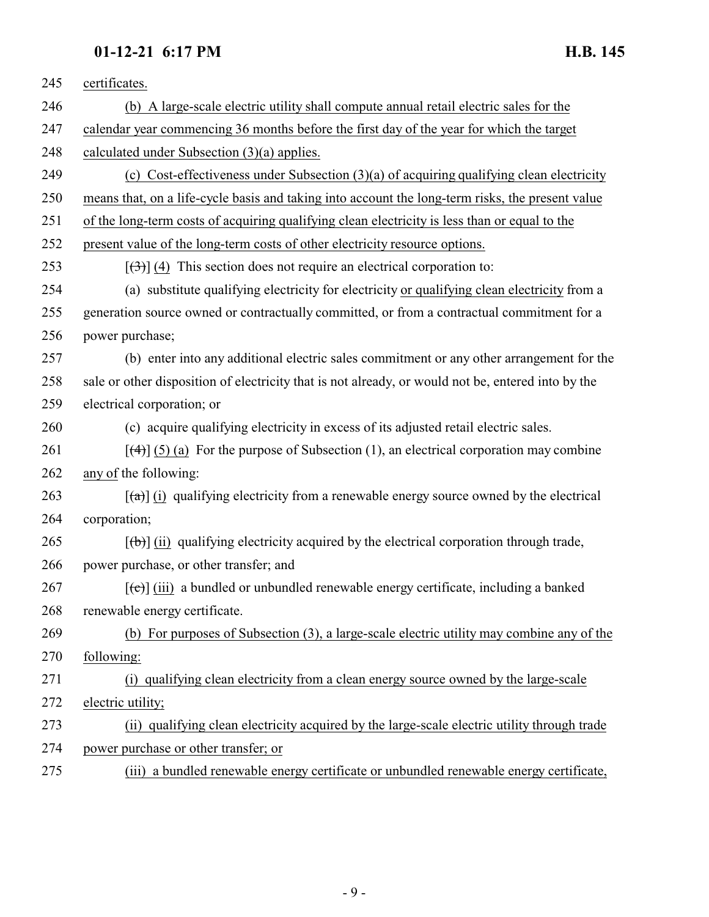245 certificates.

246 (b) A large-scale electric utility shall compute annual retail electric sales for the
247 calendar year commencing 36 months before the first day of the year for which the target
248 calculated under Subsection (3)(a) applies.

249 (c) Cost-effectiveness under Subsection (3)(a) of acquiring qualifying clean electricity
250 means that, on a life-cycle basis and taking into account the long-term risks, the present value
251 of the long-term costs of acquiring qualifying clean electricity is less than or equal to the
252 present value of the long-term costs of other electricity resource options.

253 [~~(3)~~] (4) This section does not require an electrical corporation to:

254 (a) substitute qualifying electricity for electricity or qualifying clean electricity from a
255 generation source owned or contractually committed, or from a contractual commitment for a
256 power purchase;

257 (b) enter into any additional electric sales commitment or any other arrangement for the
258 sale or other disposition of electricity that is not already, or would not be, entered into by the
259 electrical corporation; or

260 (c) acquire qualifying electricity in excess of its adjusted retail electric sales.

261 [~~(4)~~] (5) (a) For the purpose of Subsection (1), an electrical corporation may combine
262 any of the following:

263 [~~(a)~~] (i) qualifying electricity from a renewable energy source owned by the electrical
264 corporation;

265 [~~(b)~~] (ii) qualifying electricity acquired by the electrical corporation through trade,
266 power purchase, or other transfer; and

267 [~~(c)~~] (iii) a bundled or unbundled renewable energy certificate, including a banked
268 renewable energy certificate.

269 (b) For purposes of Subsection (3), a large-scale electric utility may combine any of the
270 following:

271 (i) qualifying clean electricity from a clean energy source owned by the large-scale
272 electric utility;

273 (ii) qualifying clean electricity acquired by the large-scale electric utility through trade
274 power purchase or other transfer; or

275 (iii) a bundled renewable energy certificate or unbundled renewable energy certificate,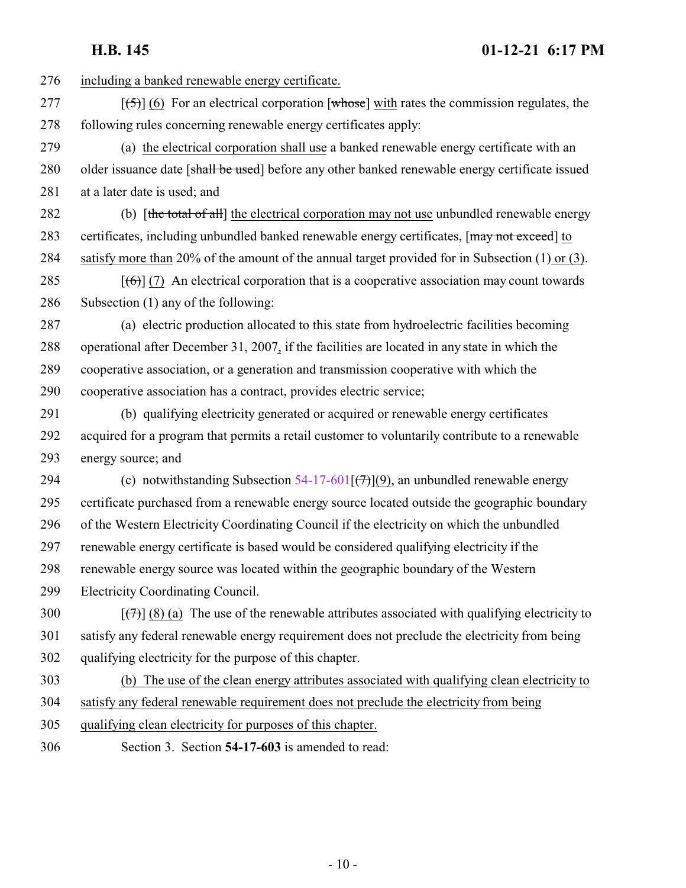including a banked renewable energy certificate.

[(5)] (6) For an electrical corporation [whose] with rates the commission regulates, the following rules concerning renewable energy certificates apply:

(a) the electrical corporation shall use a banked renewable energy certificate with an older issuance date [shall be used] before any other banked renewable energy certificate issued at a later date is used; and

(b) [the total of all] the electrical corporation may not use unbundled renewable energy certificates, including unbundled banked renewable energy certificates, [may not exceed] to satisfy more than 20% of the amount of the annual target provided for in Subsection (1) or (3).

[(6)] (7) An electrical corporation that is a cooperative association may count towards Subsection (1) any of the following:

(a) electric production allocated to this state from hydroelectric facilities becoming operational after December 31, 2007, if the facilities are located in any state in which the cooperative association, or a generation and transmission cooperative with which the cooperative association has a contract, provides electric service;

(b) qualifying electricity generated or acquired or renewable energy certificates acquired for a program that permits a retail customer to voluntarily contribute to a renewable energy source; and

(c) notwithstanding Subsection 54-17-601[(7)](9), an unbundled renewable energy certificate purchased from a renewable energy source located outside the geographic boundary of the Western Electricity Coordinating Council if the electricity on which the unbundled renewable energy certificate is based would be considered qualifying electricity if the renewable energy source was located within the geographic boundary of the Western Electricity Coordinating Council.

[(7)] (8) (a) The use of the renewable attributes associated with qualifying electricity to satisfy any federal renewable energy requirement does not preclude the electricity from being qualifying electricity for the purpose of this chapter.

(b) The use of the clean energy attributes associated with qualifying clean electricity to satisfy any federal renewable requirement does not preclude the electricity from being qualifying clean electricity for purposes of this chapter.

Section 3. Section **54-17-603** is amended to read: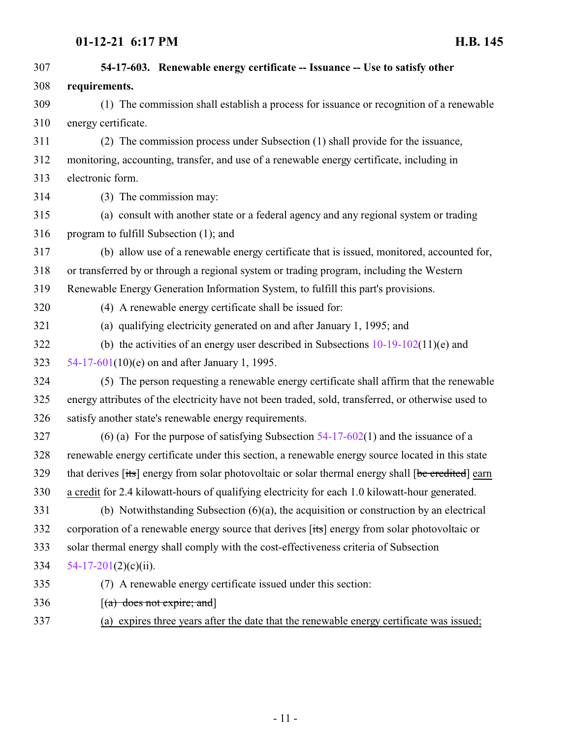**54-17-603. Renewable energy certificate -- Issuance -- Use to satisfy other requirements.**

(1) The commission shall establish a process for issuance or recognition of a renewable energy certificate.

(2) The commission process under Subsection (1) shall provide for the issuance, monitoring, accounting, transfer, and use of a renewable energy certificate, including in electronic form.

(3) The commission may:

(a) consult with another state or a federal agency and any regional system or trading program to fulfill Subsection (1); and

(b) allow use of a renewable energy certificate that is issued, monitored, accounted for, or transferred by or through a regional system or trading program, including the Western Renewable Energy Generation Information System, to fulfill this part's provisions.

(4) A renewable energy certificate shall be issued for:

(a) qualifying electricity generated on and after January 1, 1995; and

(b) the activities of an energy user described in Subsections 10-19-102(11)(e) and 54-17-601(10)(e) on and after January 1, 1995.

(5) The person requesting a renewable energy certificate shall affirm that the renewable energy attributes of the electricity have not been traded, sold, transferred, or otherwise used to satisfy another state's renewable energy requirements.

(6) (a) For the purpose of satisfying Subsection 54-17-602(1) and the issuance of a renewable energy certificate under this section, a renewable energy source located in this state that derives [~~its~~] energy from solar photovoltaic or solar thermal energy shall [~~be credited~~] <u>earn a credit</u> for 2.4 kilowatt-hours of qualifying electricity for each 1.0 kilowatt-hour generated.

(b) Notwithstanding Subsection (6)(a), the acquisition or construction by an electrical corporation of a renewable energy source that derives [~~its~~] energy from solar photovoltaic or solar thermal energy shall comply with the cost-effectiveness criteria of Subsection 54-17-201(2)(c)(ii).

(7) A renewable energy certificate issued under this section:

[~~(a) does not expire; and~~]

<u>(a) expires three years after the date that the renewable energy certificate was issued;</u>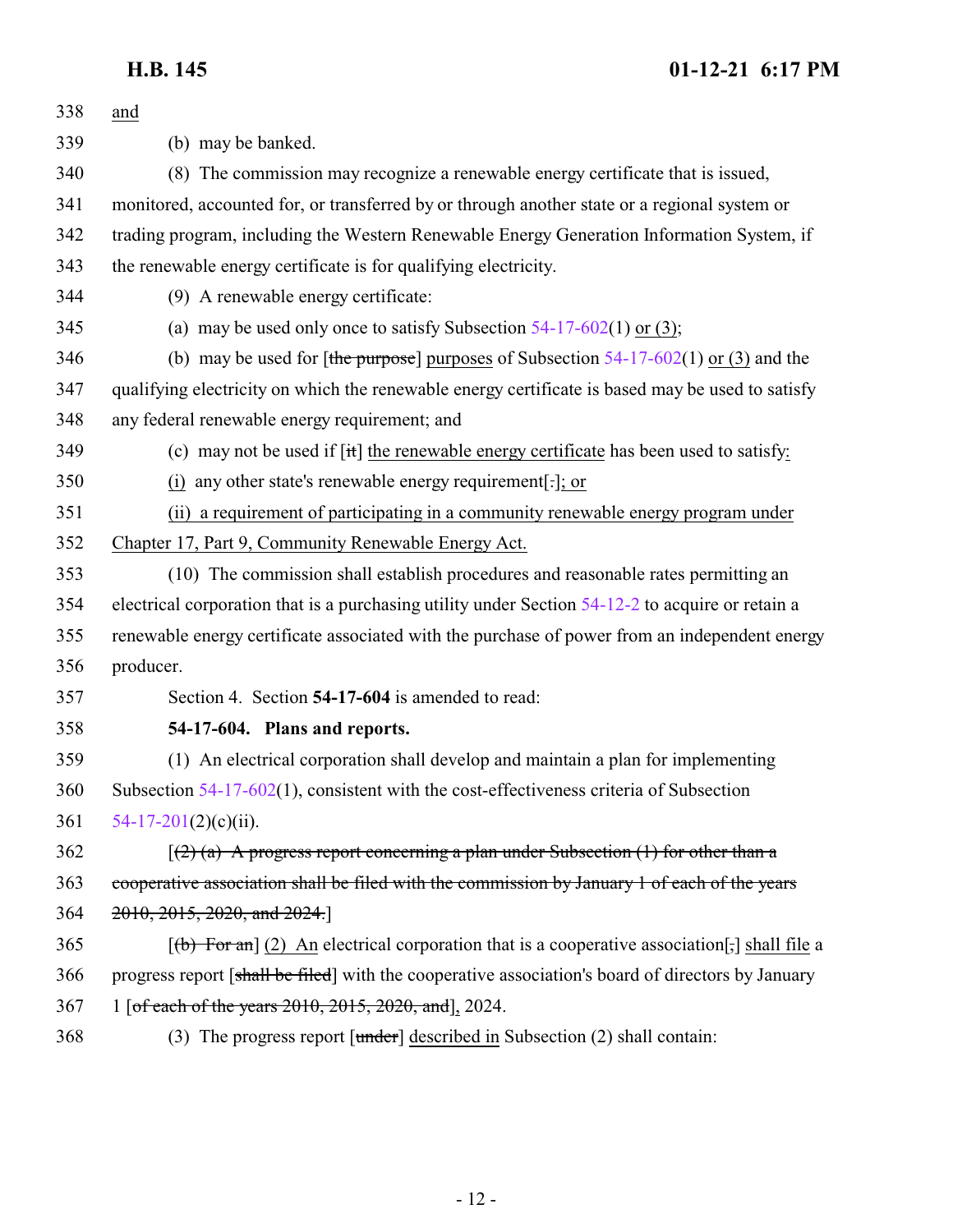338 and

339 (b) may be banked.

340 (8) The commission may recognize a renewable energy certificate that is issued,

341 monitored, accounted for, or transferred by or through another state or a regional system or

342 trading program, including the Western Renewable Energy Generation Information System, if

343 the renewable energy certificate is for qualifying electricity.

344 (9) A renewable energy certificate:

345 (a) may be used only once to satisfy Subsection 54-17-602(1) or (3);

346 (b) may be used for [~~the purpose~~] purposes of Subsection 54-17-602(1) or (3) and the

347 qualifying electricity on which the renewable energy certificate is based may be used to satisfy

348 any federal renewable energy requirement; and

349 (c) may not be used if [~~it~~] the renewable energy certificate has been used to satisfy:

350 (i) any other state's renewable energy requirement[~~.~~]; or

351 (ii) a requirement of participating in a community renewable energy program under

352 Chapter 17, Part 9, Community Renewable Energy Act.

353 (10) The commission shall establish procedures and reasonable rates permitting an

354 electrical corporation that is a purchasing utility under Section 54-12-2 to acquire or retain a

355 renewable energy certificate associated with the purchase of power from an independent energy

356 producer.

357 Section 4. Section **54-17-604** is amended to read:

358 **54-17-604. Plans and reports.**

359 (1) An electrical corporation shall develop and maintain a plan for implementing

360 Subsection 54-17-602(1), consistent with the cost-effectiveness criteria of Subsection

361 54-17-201(2)(c)(ii).

362 [~~(2) (a) A progress report concerning a plan under Subsection (1) for other than a~~

363 ~~cooperative association shall be filed with the commission by January 1 of each of the years~~

364 ~~2010, 2015, 2020, and 2024.~~]

365 [~~(b) For an~~] (2) An electrical corporation that is a cooperative association[~~,~~] shall file a

366 progress report [~~shall be filed~~] with the cooperative association's board of directors by January

367 1 [~~of each of the years 2010, 2015, 2020, and~~], 2024.

368 (3) The progress report [~~under~~] described in Subsection (2) shall contain: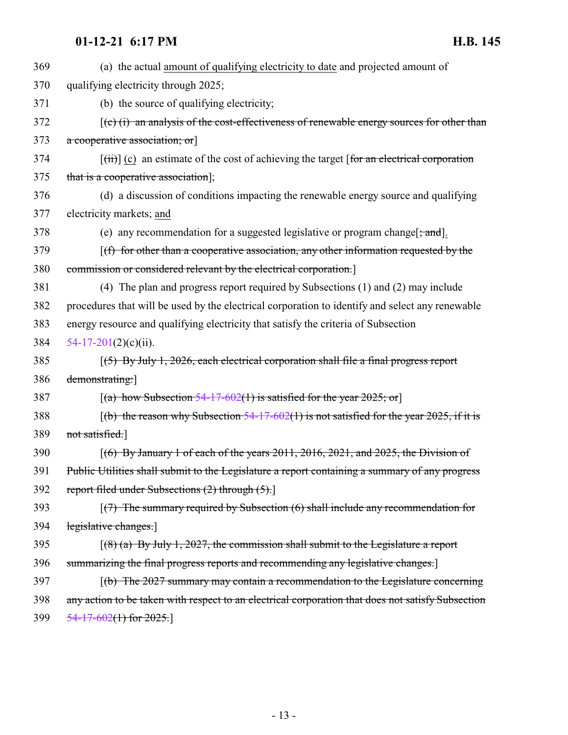(a) the actual amount of qualifying electricity to date and projected amount of qualifying electricity through 2025;

(b) the source of qualifying electricity;

[~~(c) (i) an analysis of the cost-effectiveness of renewable energy sources for other than a cooperative association; or~~]

[~~(ii)~~] (c) an estimate of the cost of achieving the target [~~for an electrical corporation that is a cooperative association~~];

(d) a discussion of conditions impacting the renewable energy source and qualifying electricity markets; and

(e) any recommendation for a suggested legislative or program change[~~; and~~].

[~~(f) for other than a cooperative association, any other information requested by the commission or considered relevant by the electrical corporation.~~]

(4) The plan and progress report required by Subsections (1) and (2) may include procedures that will be used by the electrical corporation to identify and select any renewable energy resource and qualifying electricity that satisfy the criteria of Subsection 54-17-201(2)(c)(ii).

[~~(5) By July 1, 2026, each electrical corporation shall file a final progress report demonstrating:~~]

[~~(a) how Subsection 54-17-602(1) is satisfied for the year 2025; or~~]

[~~(b) the reason why Subsection 54-17-602(1) is not satisfied for the year 2025, if it is not satisfied.~~]

[~~(6) By January 1 of each of the years 2011, 2016, 2021, and 2025, the Division of Public Utilities shall submit to the Legislature a report containing a summary of any progress report filed under Subsections (2) through (5).~~]

[~~(7) The summary required by Subsection (6) shall include any recommendation for legislative changes.~~]

[~~(8) (a) By July 1, 2027, the commission shall submit to the Legislature a report summarizing the final progress reports and recommending any legislative changes.~~]

[~~(b) The 2027 summary may contain a recommendation to the Legislature concerning any action to be taken with respect to an electrical corporation that does not satisfy Subsection 54-17-602(1) for 2025.~~]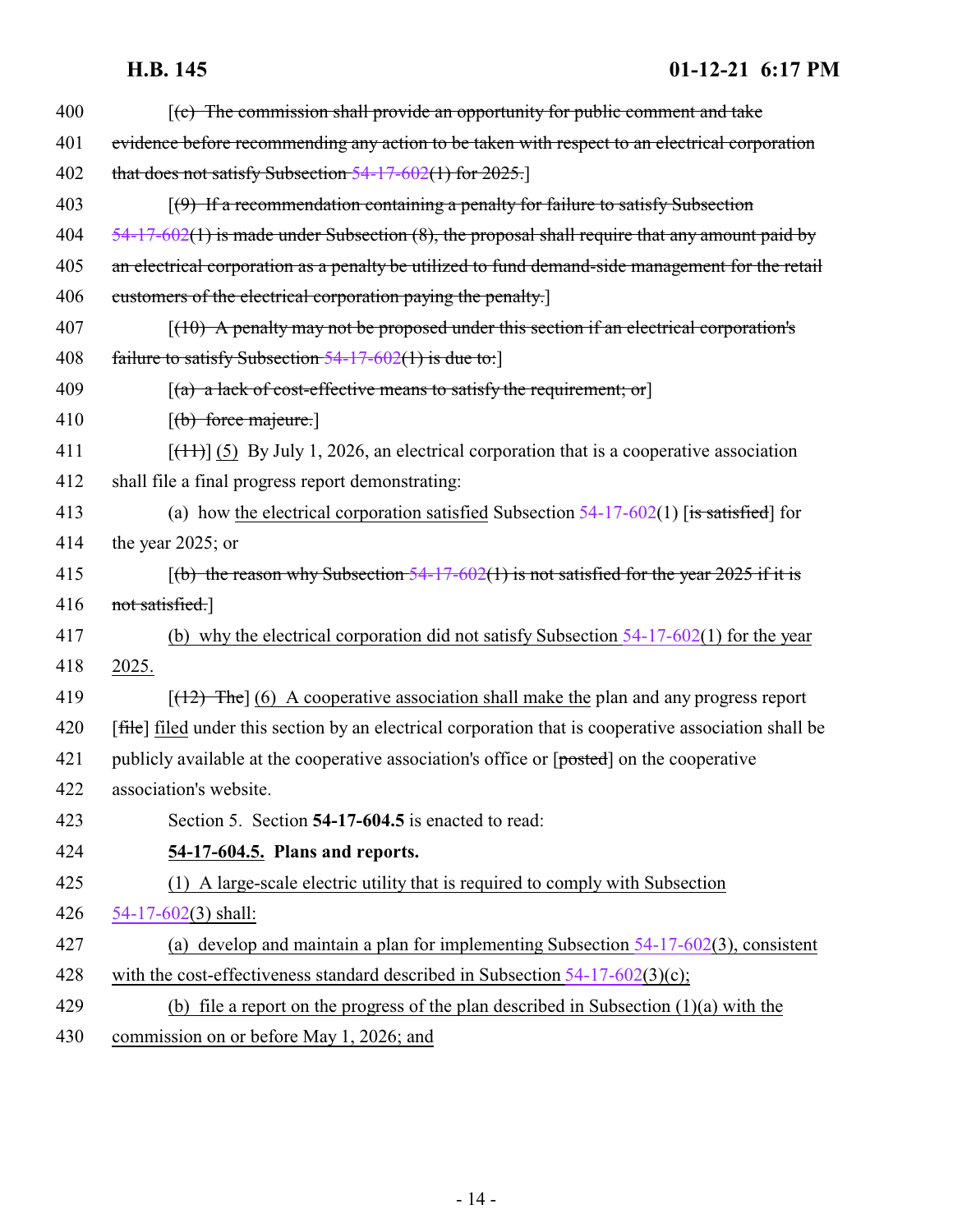400 [~~(c) The commission shall provide an opportunity for public comment and take~~
401 ~~evidence before recommending any action to be taken with respect to an electrical corporation~~
402 ~~that does not satisfy Subsection 54-17-602(1) for 2025.~~]

403 [~~(9) If a recommendation containing a penalty for failure to satisfy Subsection~~
404 ~~54-17-602(1) is made under Subsection (8), the proposal shall require that any amount paid by~~
405 ~~an electrical corporation as a penalty be utilized to fund demand-side management for the retail~~
406 ~~customers of the electrical corporation paying the penalty.~~]

407 [~~(10) A penalty may not be proposed under this section if an electrical corporation's~~
408 ~~failure to satisfy Subsection 54-17-602(1) is due to:~~]

409 [~~(a) a lack of cost-effective means to satisfy the requirement; or~~]

410 [~~(b) force majeure.~~]

411 [~~(11)~~] <u>(5)</u> By July 1, 2026, an electrical corporation that is a cooperative association
412 shall file a final progress report demonstrating:

413 (a) how <u>the electrical corporation satisfied</u> Subsection 54-17-602(1) [~~is satisfied~~] for
414 the year 2025; or

415 [~~(b) the reason why Subsection 54-17-602(1) is not satisfied for the year 2025 if it is~~
416 ~~not satisfied.~~]

417 <u>(b) why the electrical corporation did not satisfy Subsection 54-17-602(1) for the year</u>
418 <u>2025.</u>

419 [~~(12) The~~] <u>(6) A cooperative association shall make the</u> plan and any progress report
420 [~~file~~] <u>filed</u> under this section by an electrical corporation that is cooperative association shall be
421 publicly available at the cooperative association's office or [~~posted~~] on the cooperative
422 association's website.

423 Section 5. Section **54-17-604.5** is enacted to read:

424 **<u>54-17-604.5.</u> Plans and reports.**

425 <u>(1) A large-scale electric utility that is required to comply with Subsection</u>
426 <u>54-17-602(3) shall:</u>

427 <u>(a) develop and maintain a plan for implementing Subsection 54-17-602(3), consistent</u>
428 <u>with the cost-effectiveness standard described in Subsection 54-17-602(3)(c);</u>

429 <u>(b) file a report on the progress of the plan described in Subsection (1)(a) with the</u>
430 <u>commission on or before May 1, 2026; and</u>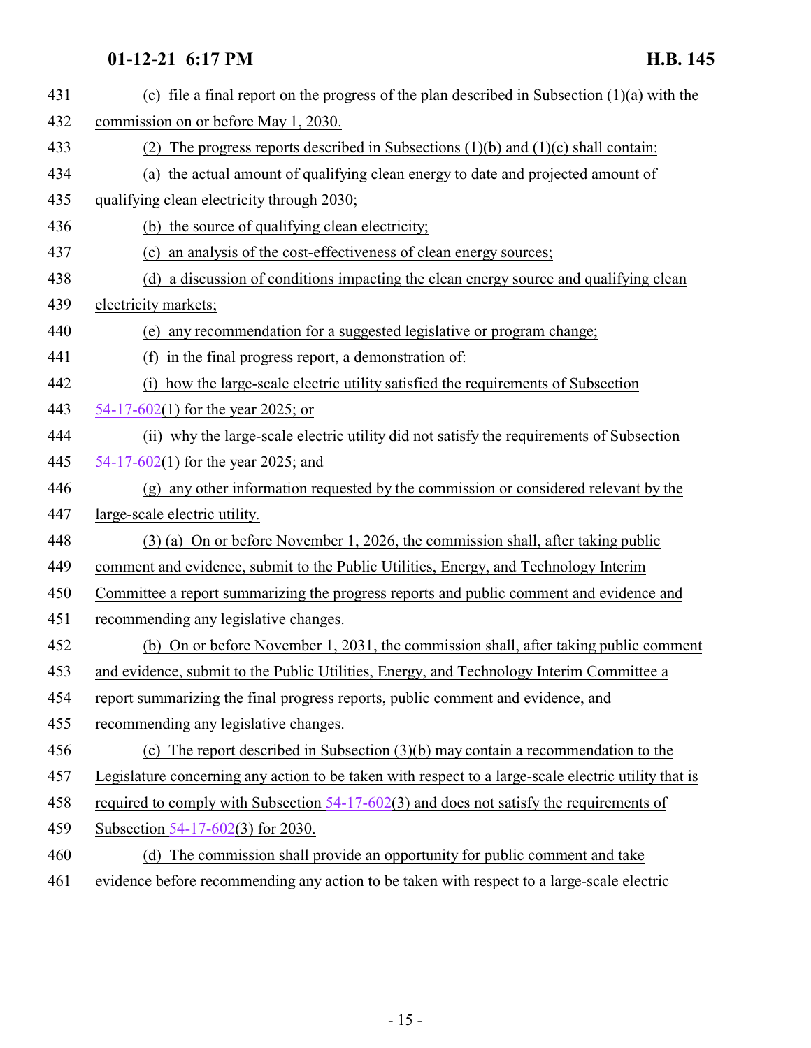(c) file a final report on the progress of the plan described in Subsection (1)(a) with the commission on or before May 1, 2030.

(2) The progress reports described in Subsections (1)(b) and (1)(c) shall contain:

(a) the actual amount of qualifying clean energy to date and projected amount of qualifying clean electricity through 2030;

(b) the source of qualifying clean electricity;

(c) an analysis of the cost-effectiveness of clean energy sources;

(d) a discussion of conditions impacting the clean energy source and qualifying clean electricity markets;

(e) any recommendation for a suggested legislative or program change;

(f) in the final progress report, a demonstration of:

(i) how the large-scale electric utility satisfied the requirements of Subsection 54-17-602(1) for the year 2025; or

(ii) why the large-scale electric utility did not satisfy the requirements of Subsection 54-17-602(1) for the year 2025; and

(g) any other information requested by the commission or considered relevant by the large-scale electric utility.

(3) (a) On or before November 1, 2026, the commission shall, after taking public comment and evidence, submit to the Public Utilities, Energy, and Technology Interim Committee a report summarizing the progress reports and public comment and evidence and recommending any legislative changes.

(b) On or before November 1, 2031, the commission shall, after taking public comment and evidence, submit to the Public Utilities, Energy, and Technology Interim Committee a report summarizing the final progress reports, public comment and evidence, and recommending any legislative changes.

(c) The report described in Subsection (3)(b) may contain a recommendation to the Legislature concerning any action to be taken with respect to a large-scale electric utility that is required to comply with Subsection 54-17-602(3) and does not satisfy the requirements of Subsection 54-17-602(3) for 2030.

(d) The commission shall provide an opportunity for public comment and take evidence before recommending any action to be taken with respect to a large-scale electric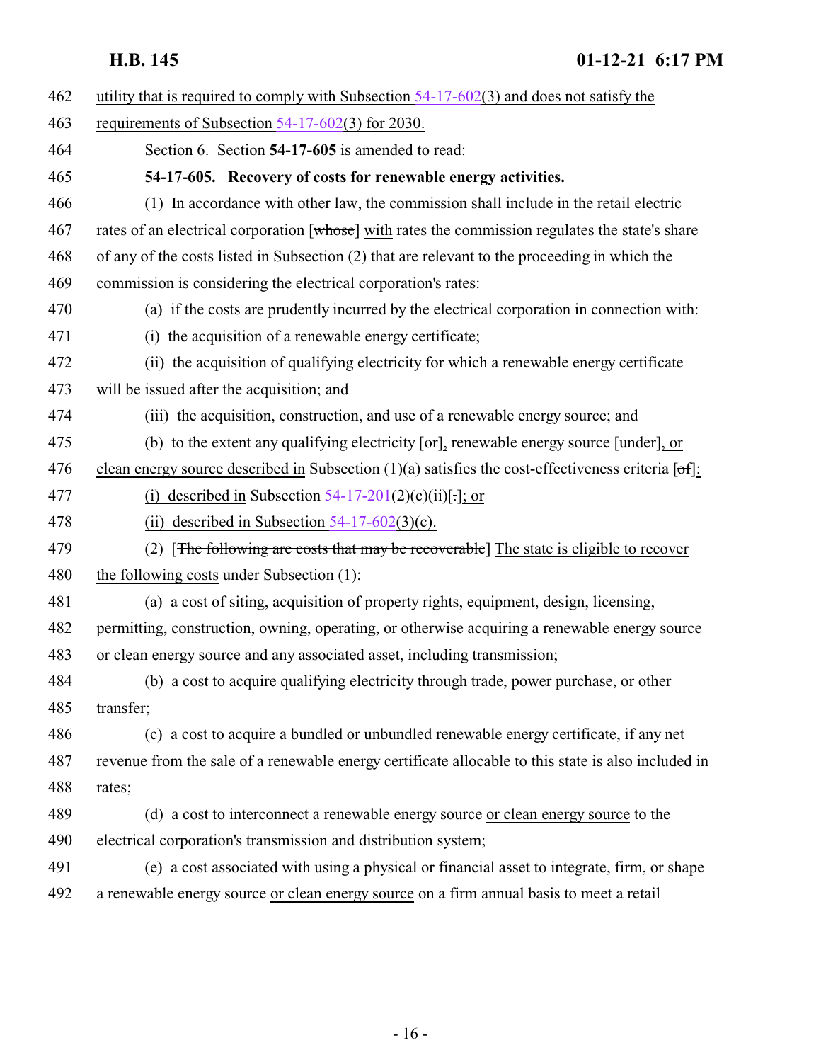462 utility that is required to comply with Subsection 54-17-602(3) and does not satisfy the
463 requirements of Subsection 54-17-602(3) for 2030.

464 Section 6. Section **54-17-605** is amended to read:

465 **54-17-605. Recovery of costs for renewable energy activities.**

466 (1) In accordance with other law, the commission shall include in the retail electric
467 rates of an electrical corporation [~~whose~~] with rates the commission regulates the state's share
468 of any of the costs listed in Subsection (2) that are relevant to the proceeding in which the
469 commission is considering the electrical corporation's rates:

470 (a) if the costs are prudently incurred by the electrical corporation in connection with:

471 (i) the acquisition of a renewable energy certificate;

472 (ii) the acquisition of qualifying electricity for which a renewable energy certificate
473 will be issued after the acquisition; and

474 (iii) the acquisition, construction, and use of a renewable energy source; and

475 (b) to the extent any qualifying electricity [~~or~~], renewable energy source [~~under~~], or
476 clean energy source described in Subsection (1)(a) satisfies the cost-effectiveness criteria [~~of~~]:

477 (i) described in Subsection 54-17-201(2)(c)(ii)[~~.~~]; or

478 (ii) described in Subsection 54-17-602(3)(c).

479 (2) [~~The following are costs that may be recoverable~~] The state is eligible to recover
480 the following costs under Subsection (1):

481 (a) a cost of siting, acquisition of property rights, equipment, design, licensing,
482 permitting, construction, owning, operating, or otherwise acquiring a renewable energy source
483 or clean energy source and any associated asset, including transmission;

484 (b) a cost to acquire qualifying electricity through trade, power purchase, or other
485 transfer;

486 (c) a cost to acquire a bundled or unbundled renewable energy certificate, if any net
487 revenue from the sale of a renewable energy certificate allocable to this state is also included in
488 rates;

489 (d) a cost to interconnect a renewable energy source or clean energy source to the
490 electrical corporation's transmission and distribution system;

491 (e) a cost associated with using a physical or financial asset to integrate, firm, or shape
492 a renewable energy source or clean energy source on a firm annual basis to meet a retail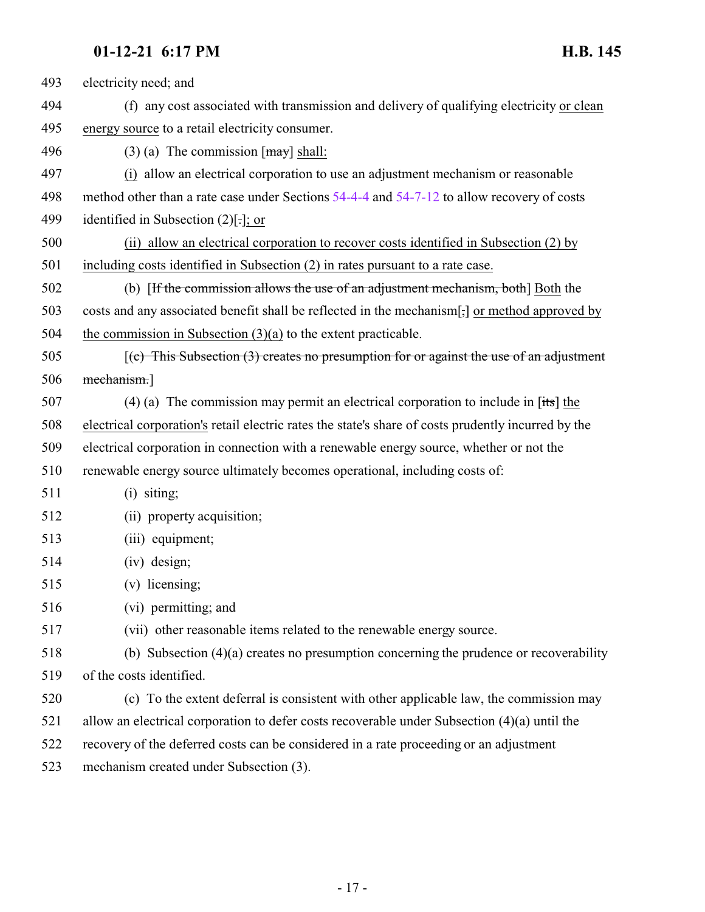493 electricity need; and

494 (f) any cost associated with transmission and delivery of qualifying electricity <u>or clean</u>
495 <u>energy source</u> to a retail electricity consumer.

496 (3) (a) The commission [~~may~~] <u>shall:</u>

497 <u>(i)</u> allow an electrical corporation to use an adjustment mechanism or reasonable
498 method other than a rate case under Sections 54-4-4 and 54-7-12 to allow recovery of costs
499 identified in Subsection (2)[~~.~~]<u>; or</u>

500 <u>(ii) allow an electrical corporation to recover costs identified in Subsection (2) by</u>
501 <u>including costs identified in Subsection (2) in rates pursuant to a rate case.</u>

502 (b) [~~If the commission allows the use of an adjustment mechanism, both~~] <u>Both</u> the
503 costs and any associated benefit shall be reflected in the mechanism[~~,~~] <u>or method approved by</u>
504 <u>the commission in Subsection (3)(a)</u> to the extent practicable.

505 [~~(c) This Subsection (3) creates no presumption for or against the use of an adjustment~~
506 ~~mechanism.~~]

507 (4) (a) The commission may permit an electrical corporation to include in [~~its~~] <u>the</u>
508 <u>electrical corporation's</u> retail electric rates the state's share of costs prudently incurred by the
509 electrical corporation in connection with a renewable energy source, whether or not the
510 renewable energy source ultimately becomes operational, including costs of:

511 (i) siting;

512 (ii) property acquisition;

513 (iii) equipment;

514 (iv) design;

515 (v) licensing;

516 (vi) permitting; and

517 (vii) other reasonable items related to the renewable energy source.

518 (b) Subsection (4)(a) creates no presumption concerning the prudence or recoverability
519 of the costs identified.

520 (c) To the extent deferral is consistent with other applicable law, the commission may
521 allow an electrical corporation to defer costs recoverable under Subsection (4)(a) until the
522 recovery of the deferred costs can be considered in a rate proceeding or an adjustment
523 mechanism created under Subsection (3).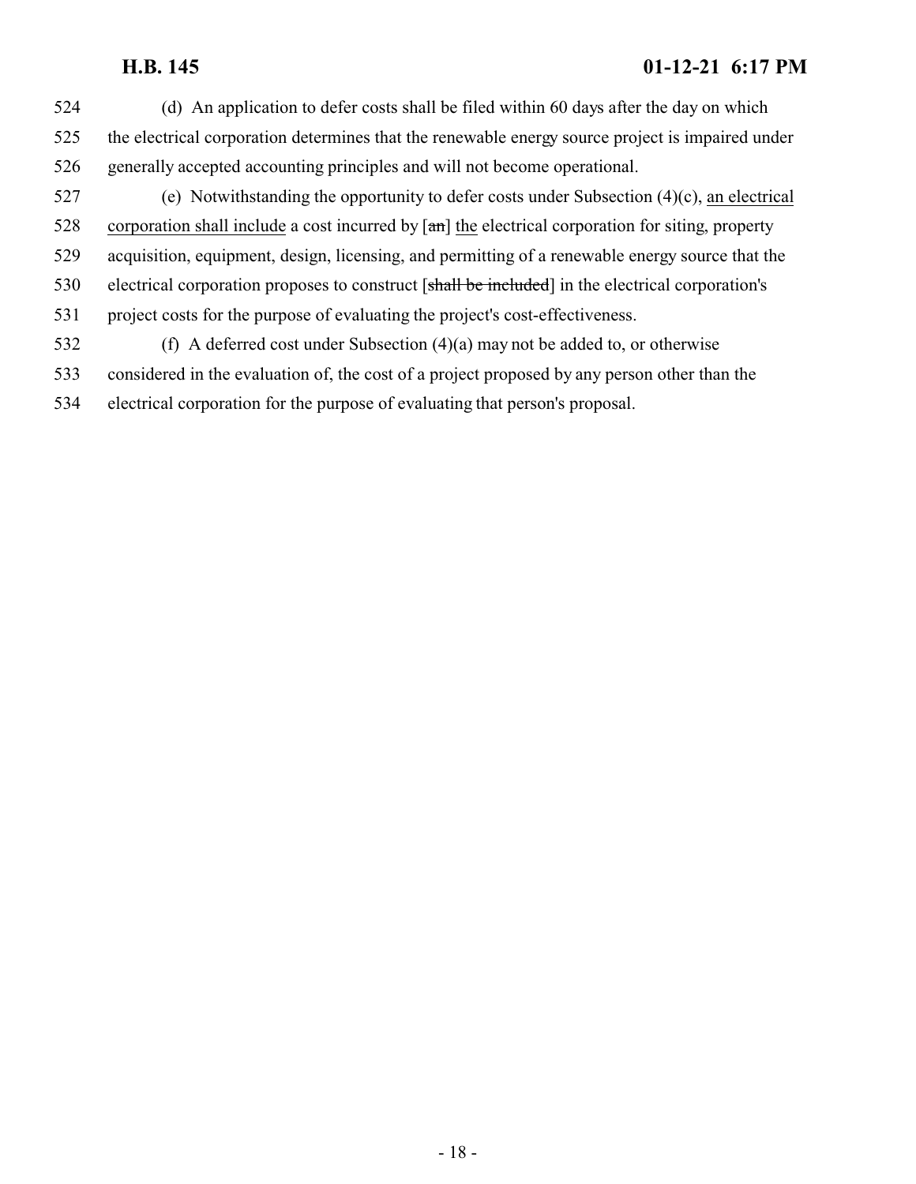524 (d) An application to defer costs shall be filed within 60 days after the day on which
525 the electrical corporation determines that the renewable energy source project is impaired under
526 generally accepted accounting principles and will not become operational.

527 (e) Notwithstanding the opportunity to defer costs under Subsection (4)(c), <u>an electrical</u>
528 <u>corporation shall include</u> a cost incurred by [~~an~~] <u>the</u> electrical corporation for siting, property
529 acquisition, equipment, design, licensing, and permitting of a renewable energy source that the
530 electrical corporation proposes to construct [~~shall be included~~] in the electrical corporation's
531 project costs for the purpose of evaluating the project's cost-effectiveness.

532 (f) A deferred cost under Subsection (4)(a) may not be added to, or otherwise
533 considered in the evaluation of, the cost of a project proposed by any person other than the
534 electrical corporation for the purpose of evaluating that person's proposal.